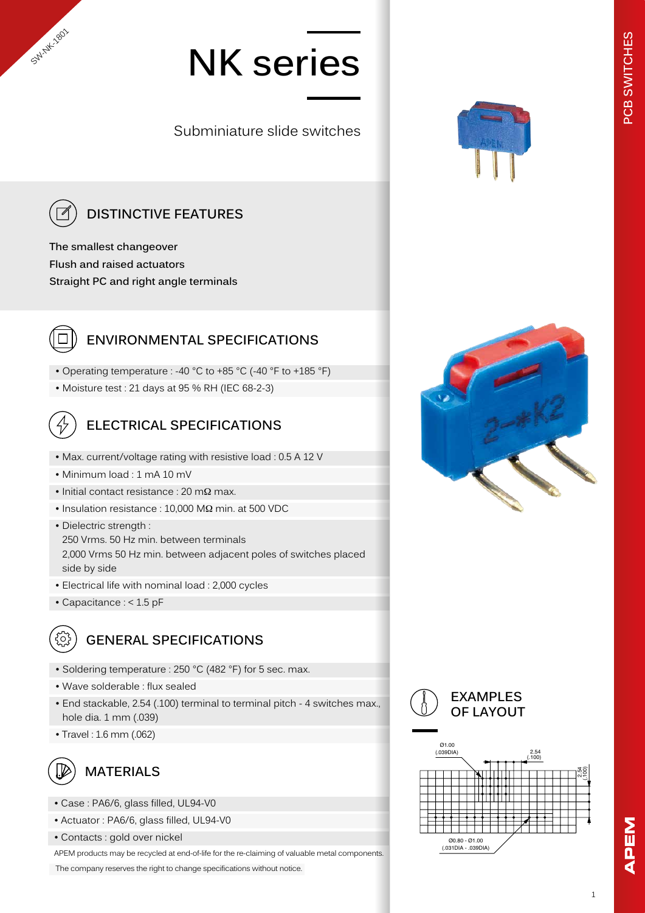SW-NK-1801

# NK series

Subminiature slide switches

## DISTINCTIVE FEATURES

The smallest changeover
Flush and raised actuators
Straight PC and right angle terminals

## ENVIRONMENTAL SPECIFICATIONS

- Operating temperature : -40 °C to +85 °C (-40 °F to +185 °F)
- Moisture test : 21 days at 95 % RH (IEC 68-2-3)

## ELECTRICAL SPECIFICATIONS

- Max. current/voltage rating with resistive load : 0.5 A 12 V
- Minimum load : 1 mA 10 mV
- Initial contact resistance : 20 mΩ max.
- Insulation resistance : 10,000 MΩ min. at 500 VDC
- Dielectric strength :
  250 Vrms. 50 Hz min. between terminals
  2,000 Vrms 50 Hz min. between adjacent poles of switches placed side by side
- Electrical life with nominal load : 2,000 cycles
- Capacitance : < 1.5 pF

## GENERAL SPECIFICATIONS

- Soldering temperature : 250 °C (482 °F) for 5 sec. max.
- Wave solderable : flux sealed
- End stackable, 2.54 (.100) terminal to terminal pitch - 4 switches max., hole dia. 1 mm (.039)
- Travel : 1.6 mm (.062)

## MATERIALS

- Case : PA6/6, glass filled, UL94-V0
- Actuator : PA6/6, glass filled, UL94-V0
- Contacts : gold over nickel

APEM products may be recycled at end-of-life for the re-claiming of valuable metal components.

The company reserves the right to change specifications without notice.

## EXAMPLES OF LAYOUT

Ø1.00 (.039DIA)

2.54 (.100)

2.54 (.100)

Ø0.80 - Ø1.00 (.031DIA - .039DIA)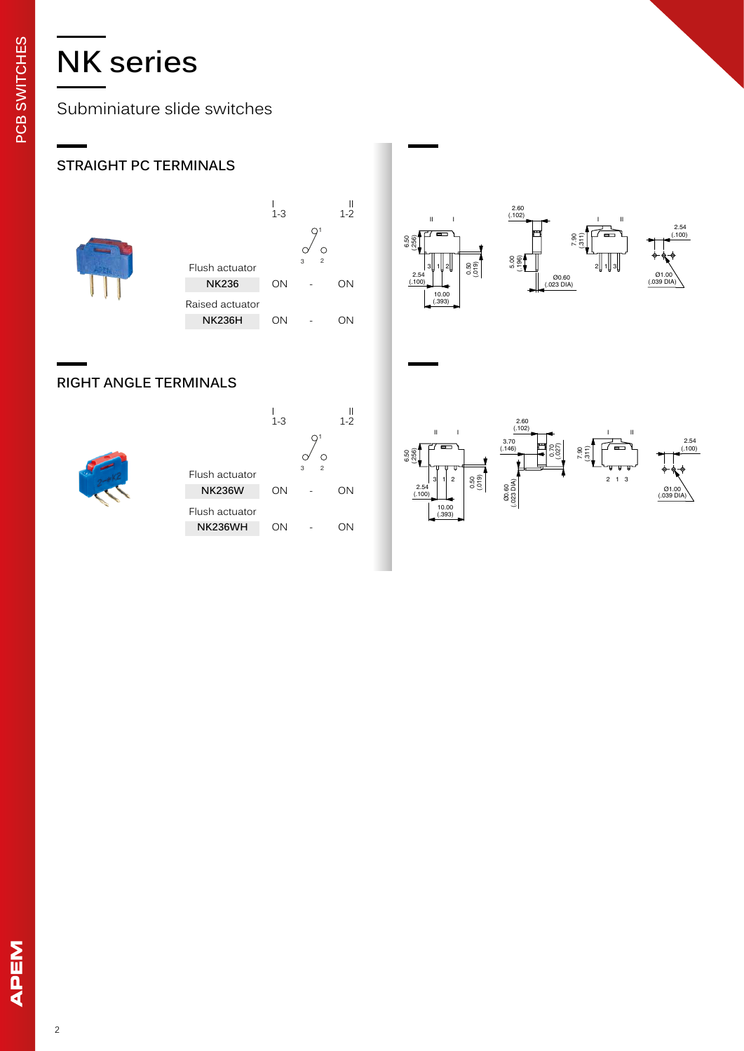# NK series

Subminiature slide switches

## STRAIGHT PC TERMINALS

| | I 1-3 | | II 1-2 |
|---|---|---|---|
| Flush actuator | | | |
| NK236 | ON | - | ON |
| Raised actuator | | | |
| NK236H | ON | - | ON |

2.60 (.102)
6.50 (.256)
2.54 (.100)
10.00 (.393)
0.50 (.019)
5.00 (.196)
Ø0.60 (.023 DIA)
7.90 (.311)
2.54 (.100)
Ø1.00 (.039 DIA)

## RIGHT ANGLE TERMINALS

| | I 1-3 | | II 1-2 |
|---|---|---|---|
| Flush actuator | | | |
| NK236W | ON | - | ON |
| Flush actuator | | | |
| NK236WH | ON | - | ON |

2.60 (.102)
3.70 (.146)
0.70 (.027)
6.50 (.256)
2.54 (.100)
10.00 (.393)
0.50 (.019)
Ø0.60 (.023 DIA)
7.90 (.311)
2.54 (.100)
Ø1.00 (.039 DIA)